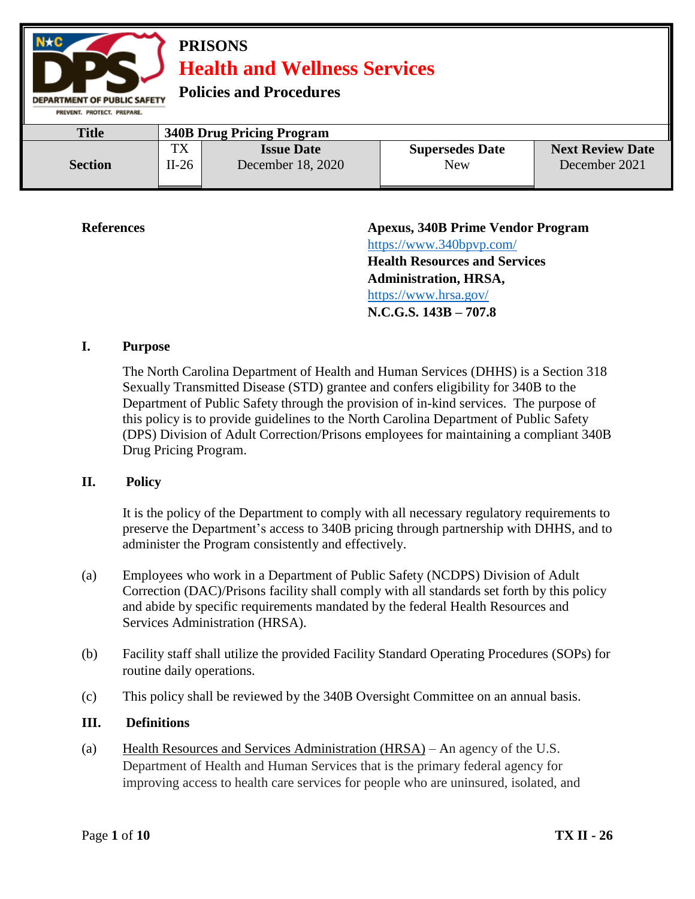**PRISONS**

**Health and Wellness Services**

**Policies and Procedures**

| **Title** | **340B Drug Pricing Program** | | | |
|---|---|---|---|---|
| **Section** | TX II-26 | **Issue Date** December 18, 2020 | **Supersedes Date** New | **Next Review Date** December 2021 |

**References**

**Apexus, 340B Prime Vendor Program**
https://www.340bpvp.com/
**Health Resources and Services Administration, HRSA,**
https://www.hrsa.gov/
**N.C.G.S. 143B – 707.8**

## I. Purpose

The North Carolina Department of Health and Human Services (DHHS) is a Section 318 Sexually Transmitted Disease (STD) grantee and confers eligibility for 340B to the Department of Public Safety through the provision of in-kind services. The purpose of this policy is to provide guidelines to the North Carolina Department of Public Safety (DPS) Division of Adult Correction/Prisons employees for maintaining a compliant 340B Drug Pricing Program.

## II. Policy

It is the policy of the Department to comply with all necessary regulatory requirements to preserve the Department's access to 340B pricing through partnership with DHHS, and to administer the Program consistently and effectively.

(a) Employees who work in a Department of Public Safety (NCDPS) Division of Adult Correction (DAC)/Prisons facility shall comply with all standards set forth by this policy and abide by specific requirements mandated by the federal Health Resources and Services Administration (HRSA).

(b) Facility staff shall utilize the provided Facility Standard Operating Procedures (SOPs) for routine daily operations.

(c) This policy shall be reviewed by the 340B Oversight Committee on an annual basis.

## III. Definitions

(a) Health Resources and Services Administration (HRSA) – An agency of the U.S. Department of Health and Human Services that is the primary federal agency for improving access to health care services for people who are uninsured, isolated, and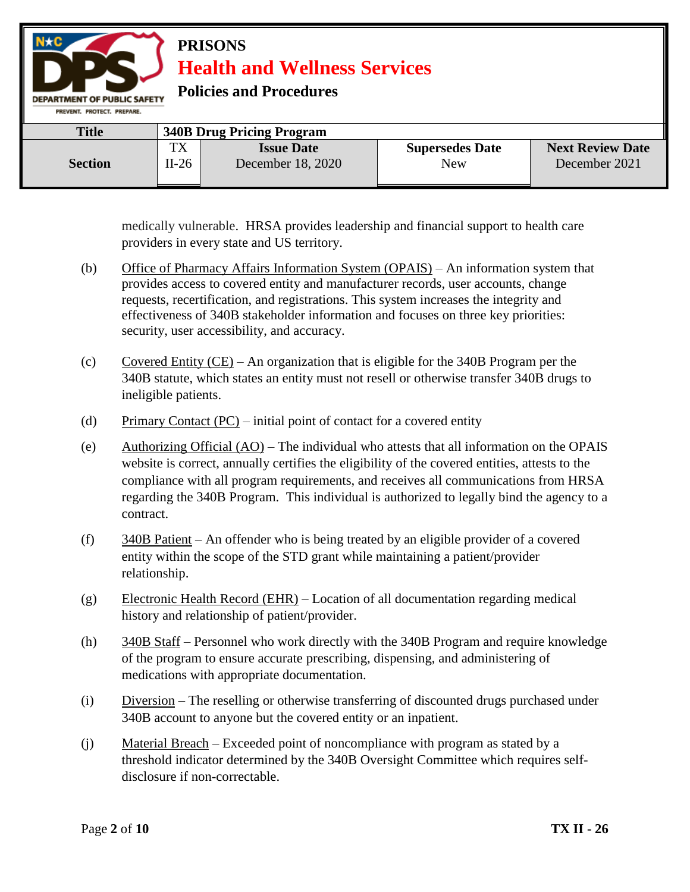medically vulnerable. HRSA provides leadership and financial support to health care providers in every state and US territory.

(b) Office of Pharmacy Affairs Information System (OPAIS) – An information system that provides access to covered entity and manufacturer records, user accounts, change requests, recertification, and registrations. This system increases the integrity and effectiveness of 340B stakeholder information and focuses on three key priorities: security, user accessibility, and accuracy.

(c) Covered Entity (CE) – An organization that is eligible for the 340B Program per the 340B statute, which states an entity must not resell or otherwise transfer 340B drugs to ineligible patients.

(d) Primary Contact (PC) – initial point of contact for a covered entity

(e) Authorizing Official (AO) – The individual who attests that all information on the OPAIS website is correct, annually certifies the eligibility of the covered entities, attests to the compliance with all program requirements, and receives all communications from HRSA regarding the 340B Program. This individual is authorized to legally bind the agency to a contract.

(f) 340B Patient – An offender who is being treated by an eligible provider of a covered entity within the scope of the STD grant while maintaining a patient/provider relationship.

(g) Electronic Health Record (EHR) – Location of all documentation regarding medical history and relationship of patient/provider.

(h) 340B Staff – Personnel who work directly with the 340B Program and require knowledge of the program to ensure accurate prescribing, dispensing, and administering of medications with appropriate documentation.

(i) Diversion – The reselling or otherwise transferring of discounted drugs purchased under 340B account to anyone but the covered entity or an inpatient.

(j) Material Breach – Exceeded point of noncompliance with program as stated by a threshold indicator determined by the 340B Oversight Committee which requires self-disclosure if non-correctable.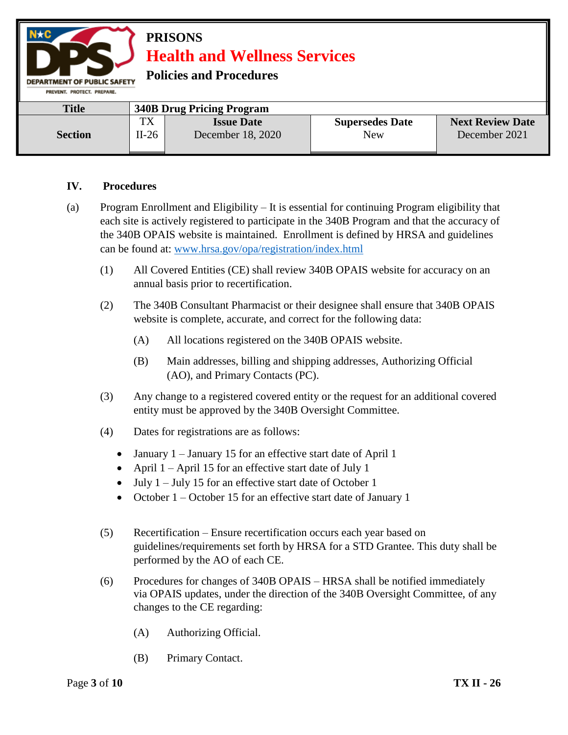## IV. Procedures

(a) Program Enrollment and Eligibility – It is essential for continuing Program eligibility that each site is actively registered to participate in the 340B Program and that the accuracy of the 340B OPAIS website is maintained. Enrollment is defined by HRSA and guidelines can be found at: [www.hrsa.gov/opa/registration/index.html](www.hrsa.gov/opa/registration/index.html)

(1) All Covered Entities (CE) shall review 340B OPAIS website for accuracy on an annual basis prior to recertification.

(2) The 340B Consultant Pharmacist or their designee shall ensure that 340B OPAIS website is complete, accurate, and correct for the following data:

(A) All locations registered on the 340B OPAIS website.

(B) Main addresses, billing and shipping addresses, Authorizing Official (AO), and Primary Contacts (PC).

(3) Any change to a registered covered entity or the request for an additional covered entity must be approved by the 340B Oversight Committee.

(4) Dates for registrations are as follows:

- January 1 – January 15 for an effective start date of April 1
- April 1 – April 15 for an effective start date of July 1
- July 1 – July 15 for an effective start date of October 1
- October 1 – October 15 for an effective start date of January 1

(5) Recertification – Ensure recertification occurs each year based on guidelines/requirements set forth by HRSA for a STD Grantee. This duty shall be performed by the AO of each CE.

(6) Procedures for changes of 340B OPAIS – HRSA shall be notified immediately via OPAIS updates, under the direction of the 340B Oversight Committee, of any changes to the CE regarding:

(A) Authorizing Official.

(B) Primary Contact.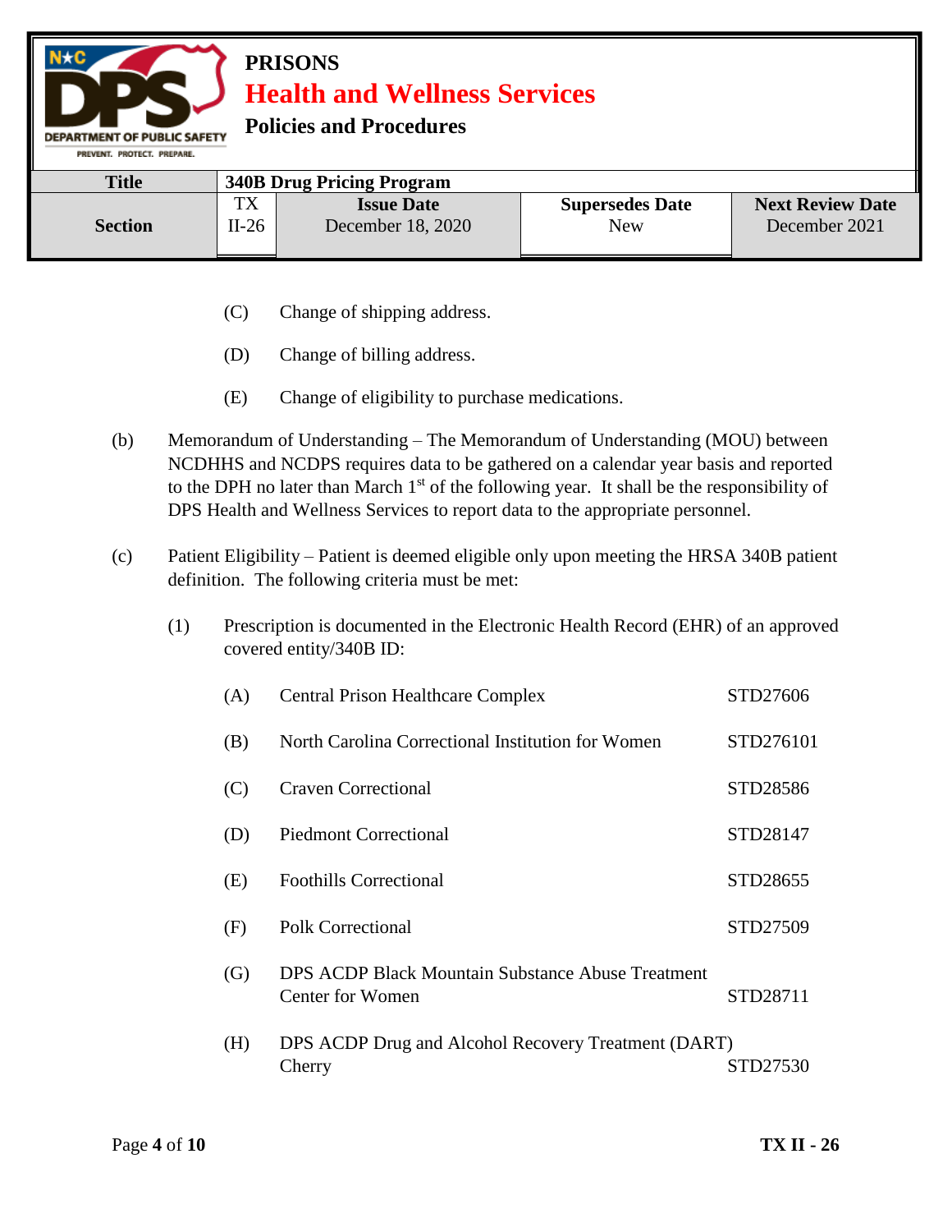(C) Change of shipping address.

(D) Change of billing address.

(E) Change of eligibility to purchase medications.

(b) Memorandum of Understanding – The Memorandum of Understanding (MOU) between NCDHHS and NCDPS requires data to be gathered on a calendar year basis and reported to the DPH no later than March 1st of the following year. It shall be the responsibility of DPS Health and Wellness Services to report data to the appropriate personnel.

(c) Patient Eligibility – Patient is deemed eligible only upon meeting the HRSA 340B patient definition. The following criteria must be met:

(1) Prescription is documented in the Electronic Health Record (EHR) of an approved covered entity/340B ID:

| | | |
|---|---|---|
| (A) | Central Prison Healthcare Complex | STD27606 |
| (B) | North Carolina Correctional Institution for Women | STD276101 |
| (C) | Craven Correctional | STD28586 |
| (D) | Piedmont Correctional | STD28147 |
| (E) | Foothills Correctional | STD28655 |
| (F) | Polk Correctional | STD27509 |
| (G) | DPS ACDP Black Mountain Substance Abuse Treatment Center for Women | STD28711 |
| (H) | DPS ACDP Drug and Alcohol Recovery Treatment (DART) Cherry | STD27530 |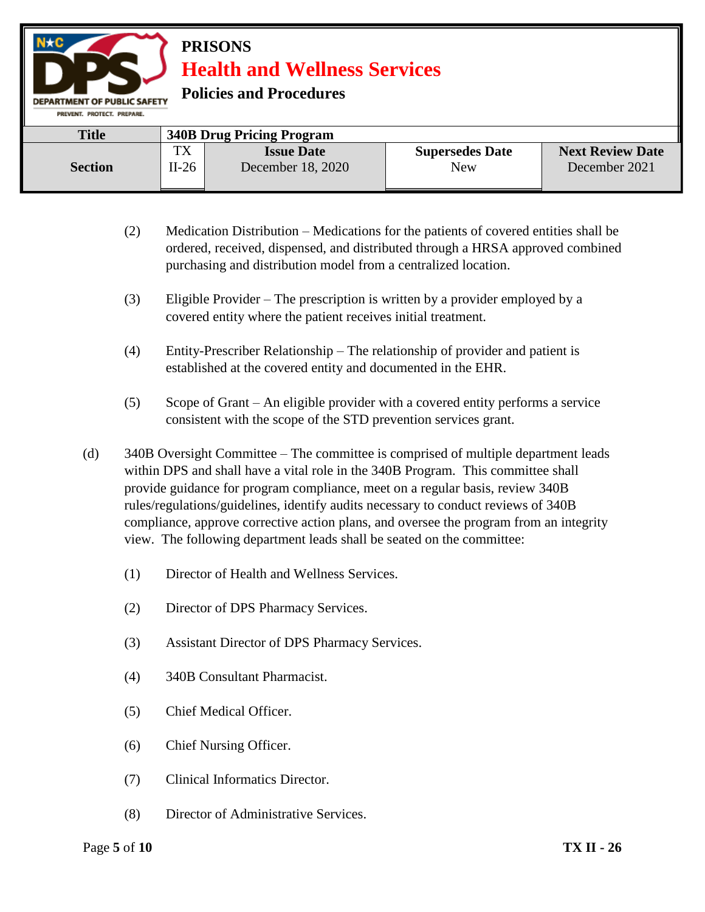(2) Medication Distribution – Medications for the patients of covered entities shall be ordered, received, dispensed, and distributed through a HRSA approved combined purchasing and distribution model from a centralized location.

(3) Eligible Provider – The prescription is written by a provider employed by a covered entity where the patient receives initial treatment.

(4) Entity-Prescriber Relationship – The relationship of provider and patient is established at the covered entity and documented in the EHR.

(5) Scope of Grant – An eligible provider with a covered entity performs a service consistent with the scope of the STD prevention services grant.

(d) 340B Oversight Committee – The committee is comprised of multiple department leads within DPS and shall have a vital role in the 340B Program. This committee shall provide guidance for program compliance, meet on a regular basis, review 340B rules/regulations/guidelines, identify audits necessary to conduct reviews of 340B compliance, approve corrective action plans, and oversee the program from an integrity view. The following department leads shall be seated on the committee:

(1) Director of Health and Wellness Services.

(2) Director of DPS Pharmacy Services.

(3) Assistant Director of DPS Pharmacy Services.

(4) 340B Consultant Pharmacist.

(5) Chief Medical Officer.

(6) Chief Nursing Officer.

(7) Clinical Informatics Director.

(8) Director of Administrative Services.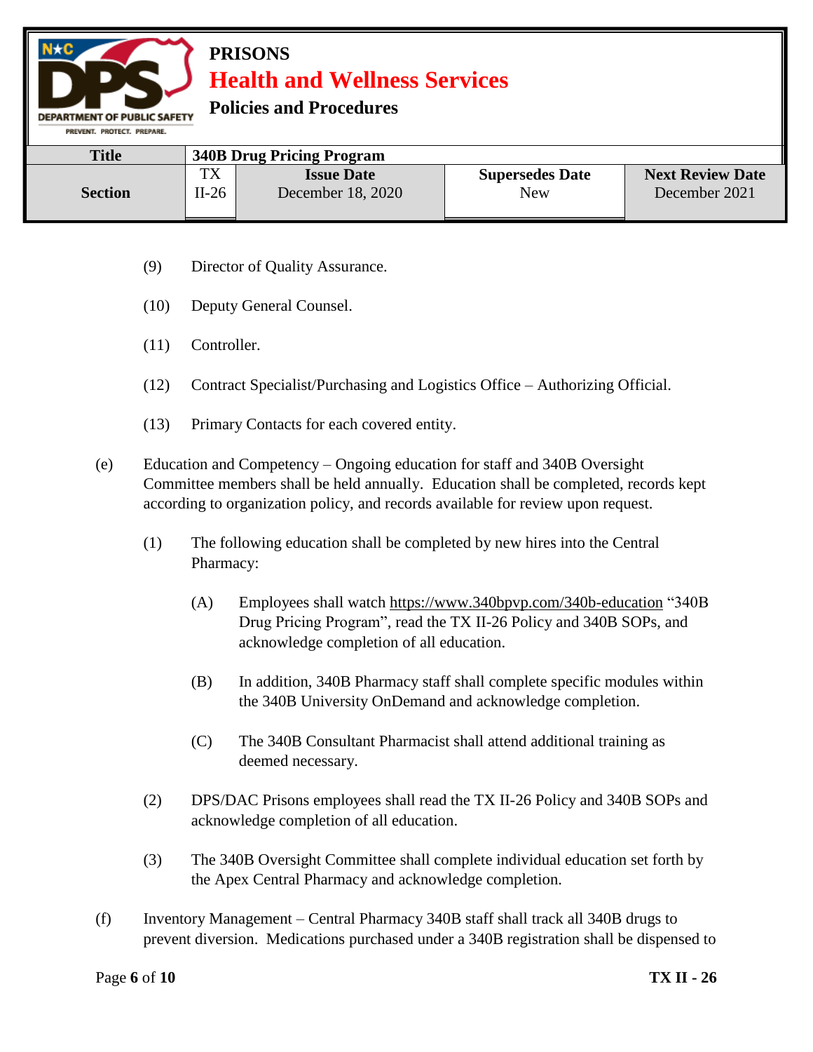(9) Director of Quality Assurance.

(10) Deputy General Counsel.

(11) Controller.

(12) Contract Specialist/Purchasing and Logistics Office – Authorizing Official.

(13) Primary Contacts for each covered entity.

(e) Education and Competency – Ongoing education for staff and 340B Oversight Committee members shall be held annually. Education shall be completed, records kept according to organization policy, and records available for review upon request.

(1) The following education shall be completed by new hires into the Central Pharmacy:

(A) Employees shall watch https://www.340bpvp.com/340b-education "340B Drug Pricing Program", read the TX II-26 Policy and 340B SOPs, and acknowledge completion of all education.

(B) In addition, 340B Pharmacy staff shall complete specific modules within the 340B University OnDemand and acknowledge completion.

(C) The 340B Consultant Pharmacist shall attend additional training as deemed necessary.

(2) DPS/DAC Prisons employees shall read the TX II-26 Policy and 340B SOPs and acknowledge completion of all education.

(3) The 340B Oversight Committee shall complete individual education set forth by the Apex Central Pharmacy and acknowledge completion.

(f) Inventory Management – Central Pharmacy 340B staff shall track all 340B drugs to prevent diversion. Medications purchased under a 340B registration shall be dispensed to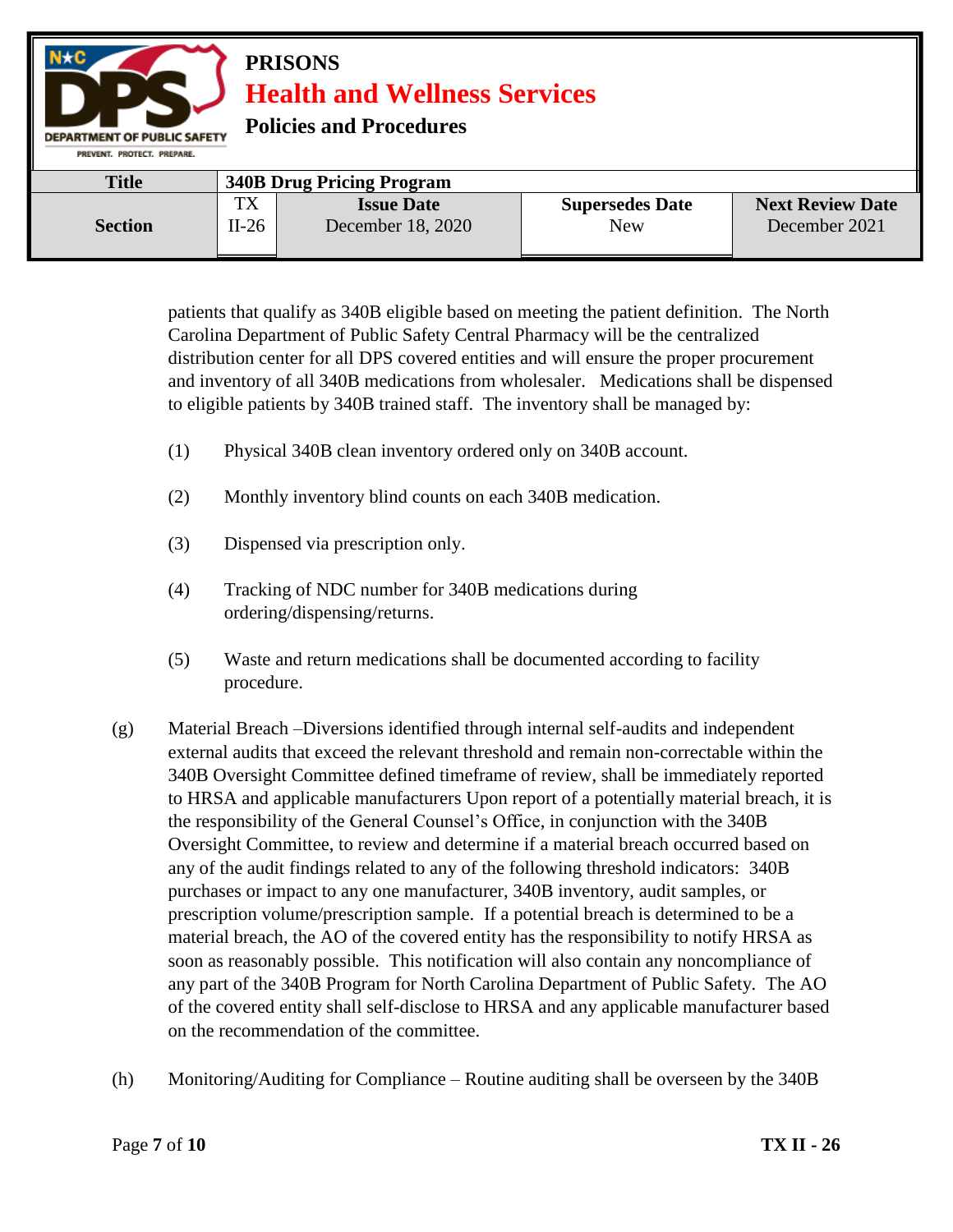patients that qualify as 340B eligible based on meeting the patient definition. The North Carolina Department of Public Safety Central Pharmacy will be the centralized distribution center for all DPS covered entities and will ensure the proper procurement and inventory of all 340B medications from wholesaler. Medications shall be dispensed to eligible patients by 340B trained staff. The inventory shall be managed by:

(1) Physical 340B clean inventory ordered only on 340B account.

(2) Monthly inventory blind counts on each 340B medication.

(3) Dispensed via prescription only.

(4) Tracking of NDC number for 340B medications during ordering/dispensing/returns.

(5) Waste and return medications shall be documented according to facility procedure.

(g) Material Breach –Diversions identified through internal self-audits and independent external audits that exceed the relevant threshold and remain non-correctable within the 340B Oversight Committee defined timeframe of review, shall be immediately reported to HRSA and applicable manufacturers Upon report of a potentially material breach, it is the responsibility of the General Counsel's Office, in conjunction with the 340B Oversight Committee, to review and determine if a material breach occurred based on any of the audit findings related to any of the following threshold indicators: 340B purchases or impact to any one manufacturer, 340B inventory, audit samples, or prescription volume/prescription sample. If a potential breach is determined to be a material breach, the AO of the covered entity has the responsibility to notify HRSA as soon as reasonably possible. This notification will also contain any noncompliance of any part of the 340B Program for North Carolina Department of Public Safety. The AO of the covered entity shall self-disclose to HRSA and any applicable manufacturer based on the recommendation of the committee.

(h) Monitoring/Auditing for Compliance – Routine auditing shall be overseen by the 340B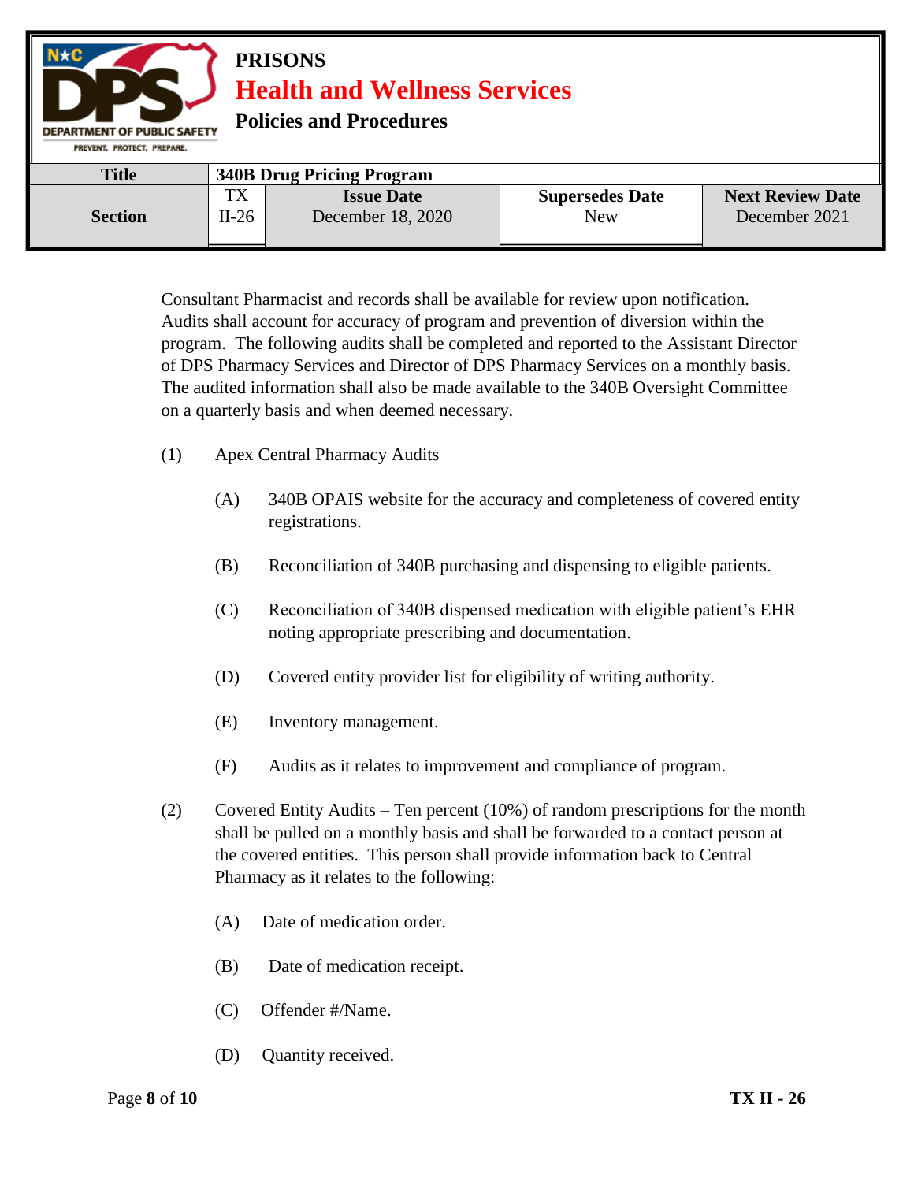Consultant Pharmacist and records shall be available for review upon notification. Audits shall account for accuracy of program and prevention of diversion within the program. The following audits shall be completed and reported to the Assistant Director of DPS Pharmacy Services and Director of DPS Pharmacy Services on a monthly basis. The audited information shall also be made available to the 340B Oversight Committee on a quarterly basis and when deemed necessary.

(1) Apex Central Pharmacy Audits

(A) 340B OPAIS website for the accuracy and completeness of covered entity registrations.

(B) Reconciliation of 340B purchasing and dispensing to eligible patients.

(C) Reconciliation of 340B dispensed medication with eligible patient's EHR noting appropriate prescribing and documentation.

(D) Covered entity provider list for eligibility of writing authority.

(E) Inventory management.

(F) Audits as it relates to improvement and compliance of program.

(2) Covered Entity Audits – Ten percent (10%) of random prescriptions for the month shall be pulled on a monthly basis and shall be forwarded to a contact person at the covered entities. This person shall provide information back to Central Pharmacy as it relates to the following:

(A) Date of medication order.

(B) Date of medication receipt.

(C) Offender #/Name.

(D) Quantity received.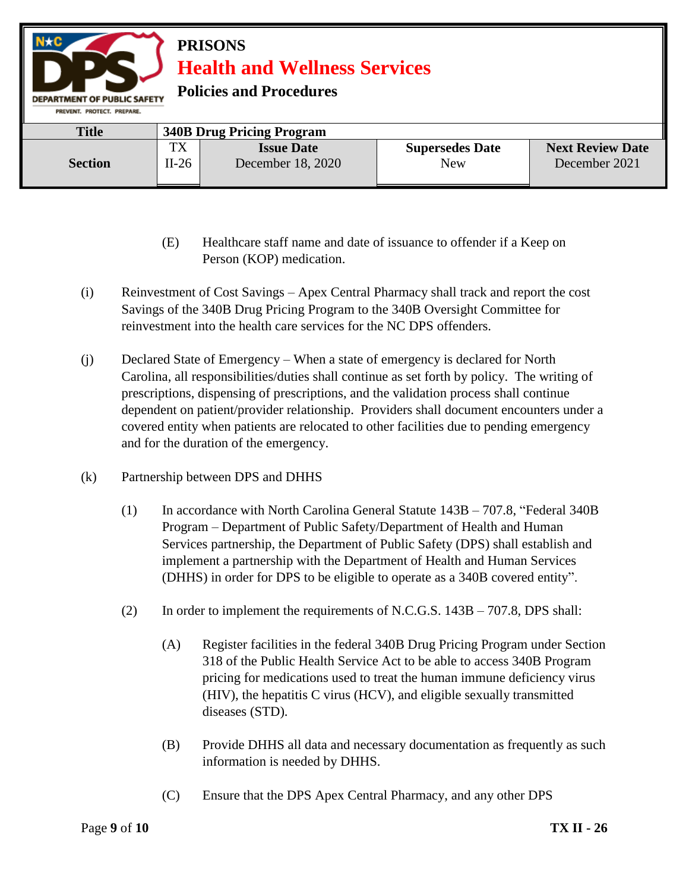(E) Healthcare staff name and date of issuance to offender if a Keep on Person (KOP) medication.

(i) Reinvestment of Cost Savings – Apex Central Pharmacy shall track and report the cost Savings of the 340B Drug Pricing Program to the 340B Oversight Committee for reinvestment into the health care services for the NC DPS offenders.

(j) Declared State of Emergency – When a state of emergency is declared for North Carolina, all responsibilities/duties shall continue as set forth by policy. The writing of prescriptions, dispensing of prescriptions, and the validation process shall continue dependent on patient/provider relationship. Providers shall document encounters under a covered entity when patients are relocated to other facilities due to pending emergency and for the duration of the emergency.

(k) Partnership between DPS and DHHS

(1) In accordance with North Carolina General Statute 143B – 707.8, "Federal 340B Program – Department of Public Safety/Department of Health and Human Services partnership, the Department of Public Safety (DPS) shall establish and implement a partnership with the Department of Health and Human Services (DHHS) in order for DPS to be eligible to operate as a 340B covered entity".

(2) In order to implement the requirements of N.C.G.S. 143B – 707.8, DPS shall:

(A) Register facilities in the federal 340B Drug Pricing Program under Section 318 of the Public Health Service Act to be able to access 340B Program pricing for medications used to treat the human immune deficiency virus (HIV), the hepatitis C virus (HCV), and eligible sexually transmitted diseases (STD).

(B) Provide DHHS all data and necessary documentation as frequently as such information is needed by DHHS.

(C) Ensure that the DPS Apex Central Pharmacy, and any other DPS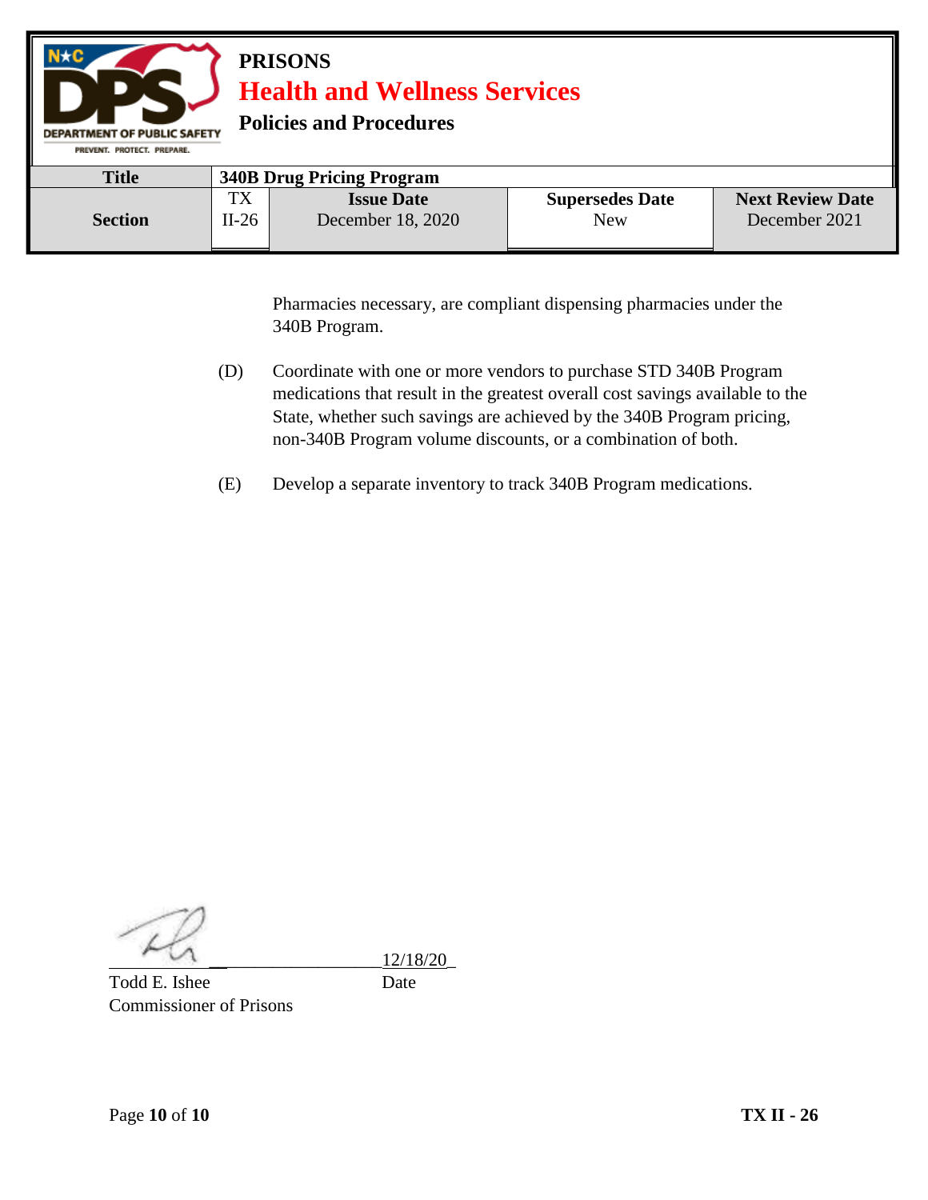Pharmacies necessary, are compliant dispensing pharmacies under the 340B Program.

(D) Coordinate with one or more vendors to purchase STD 340B Program medications that result in the greatest overall cost savings available to the State, whether such savings are achieved by the 340B Program pricing, non-340B Program volume discounts, or a combination of both.

(E) Develop a separate inventory to track 340B Program medications.

_____________________________ 12/18/20

Todd E. Ishee                    Date
Commissioner of Prisons